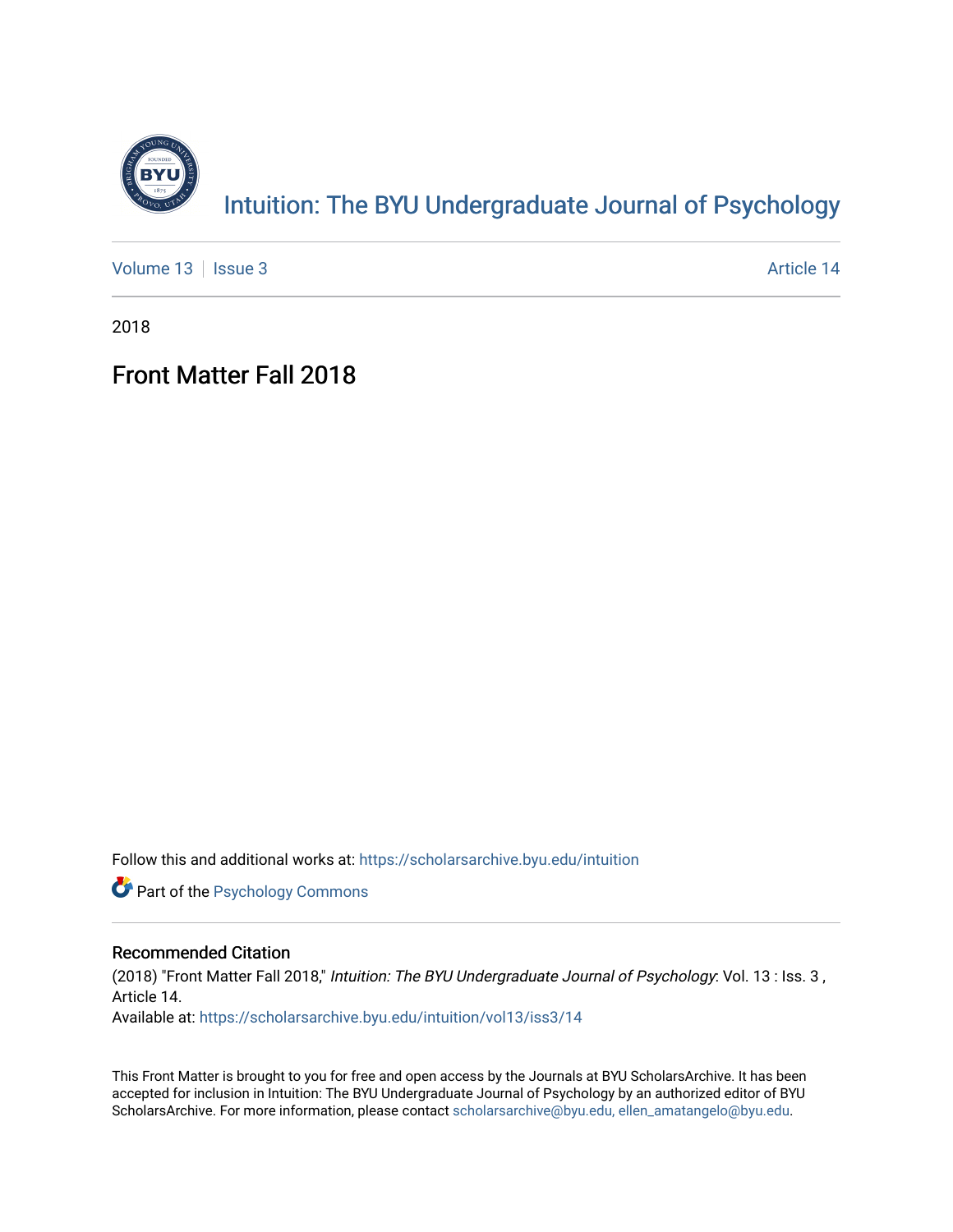# Intuition: The BYU Undergraduate Journal of Psychology

Volume 13 | Issue 3 | Article 14

2018

## Front Matter Fall 2018

Follow this and additional works at: https://scholarsarchive.byu.edu/intuition

Part of the Psychology Commons

### Recommended Citation

(2018) "Front Matter Fall 2018," *Intuition: The BYU Undergraduate Journal of Psychology*: Vol. 13 : Iss. 3 , Article 14.

Available at: https://scholarsarchive.byu.edu/intuition/vol13/iss3/14

This Front Matter is brought to you for free and open access by the Journals at BYU ScholarsArchive. It has been accepted for inclusion in Intuition: The BYU Undergraduate Journal of Psychology by an authorized editor of BYU ScholarsArchive. For more information, please contact scholarsarchive@byu.edu, ellen_amatangelo@byu.edu.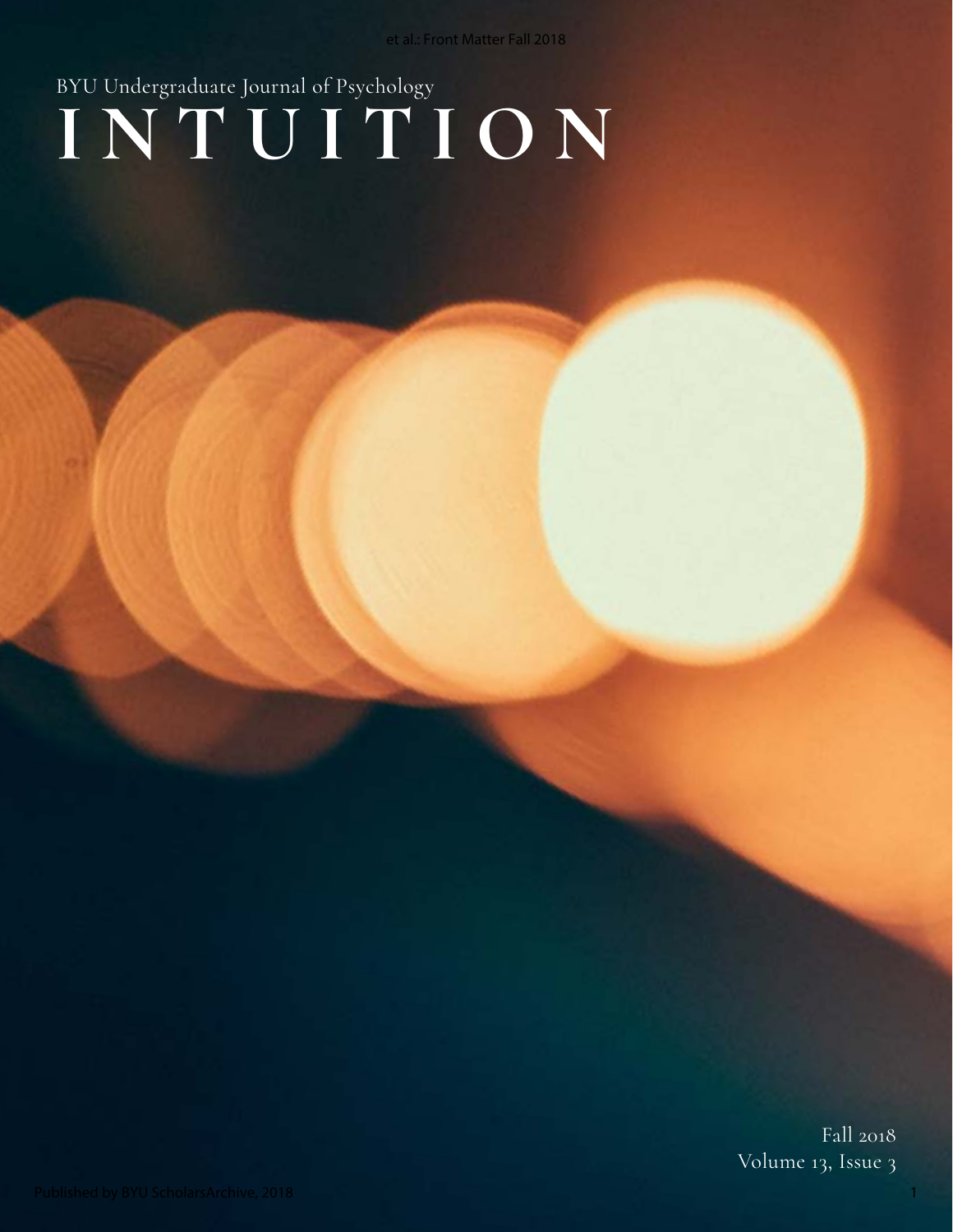BYU Undergraduate Journal of Psychology

# INTUITION

Fall 2018
Volume 13, Issue 3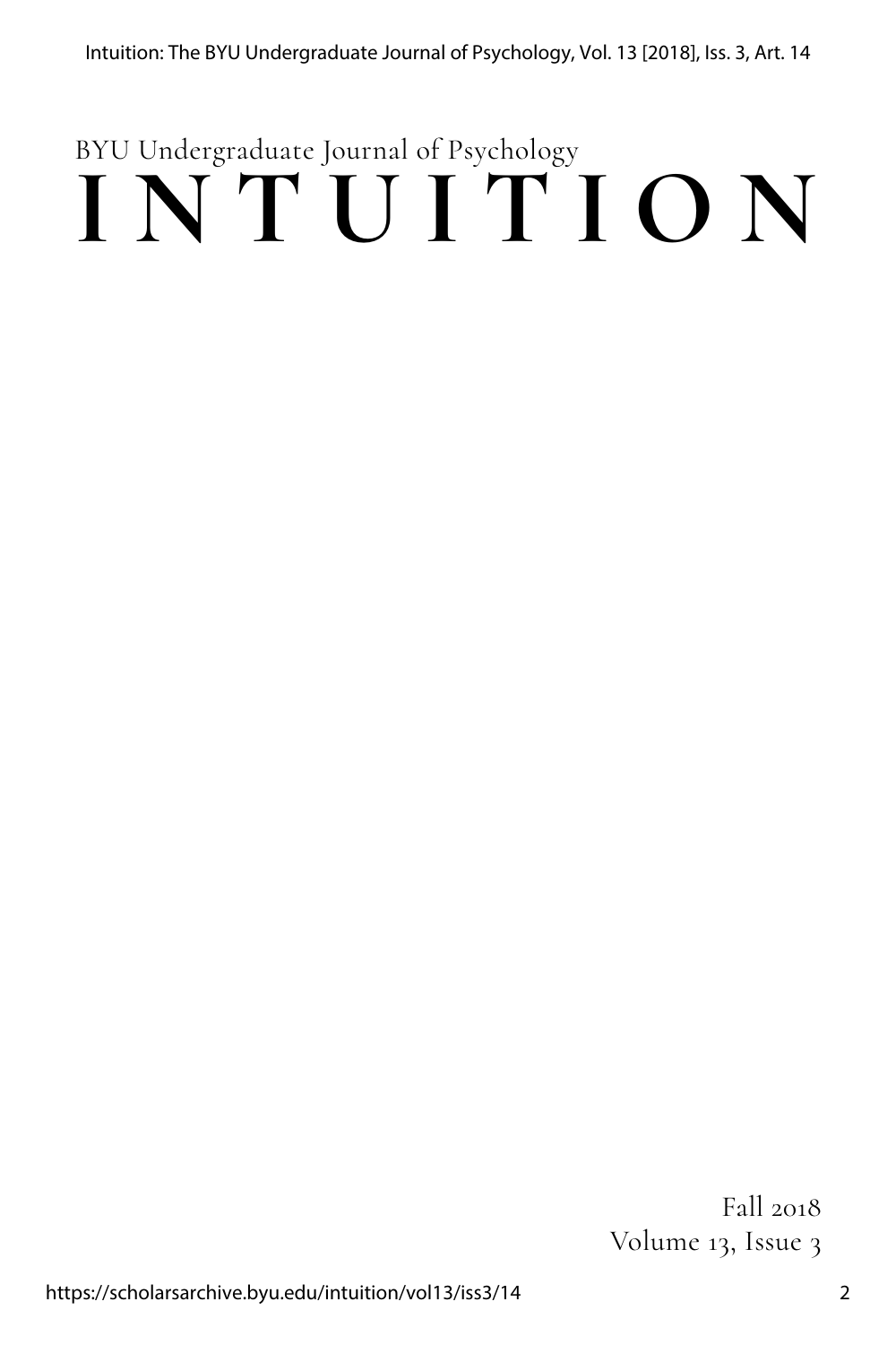BYU Undergraduate Journal of Psychology

# INTUITION

Fall 2018

Volume 13, Issue 3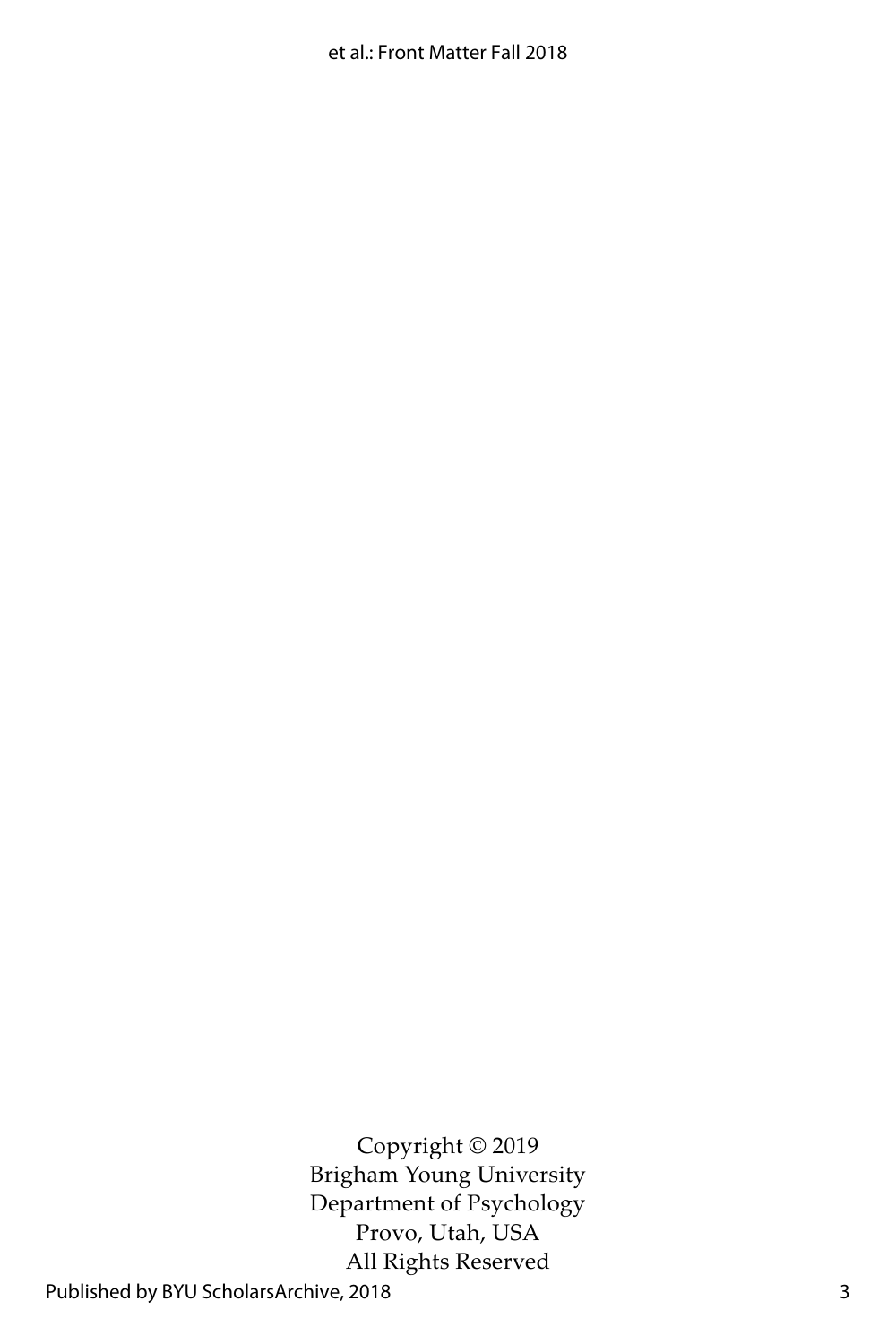Copyright © 2019
Brigham Young University
Department of Psychology
Provo, Utah, USA
All Rights Reserved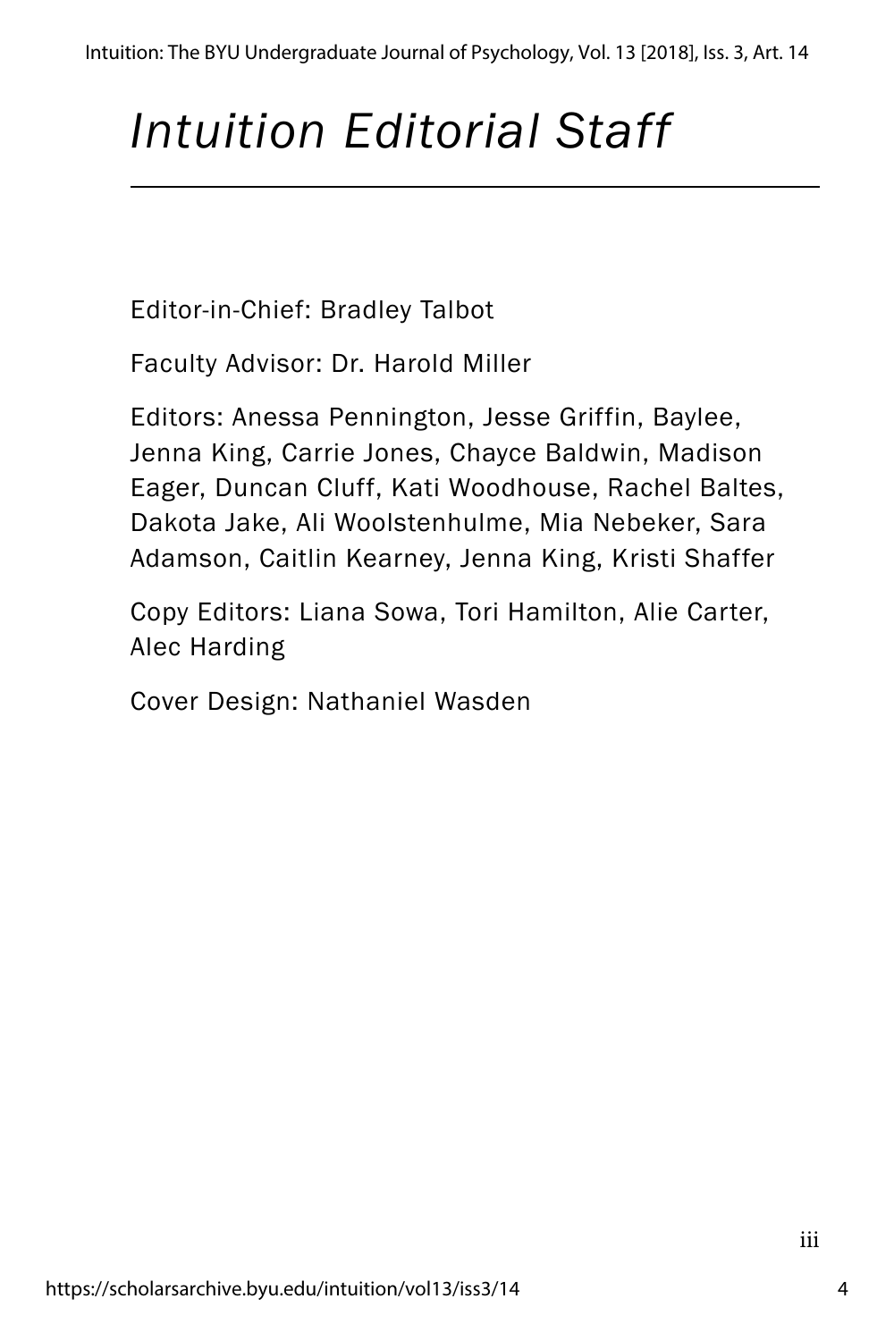# *Intuition Editorial Staff*

Editor-in-Chief: Bradley Talbot

Faculty Advisor: Dr. Harold Miller

Editors: Anessa Pennington, Jesse Griffin, Baylee, Jenna King, Carrie Jones, Chayce Baldwin, Madison Eager, Duncan Cluff, Kati Woodhouse, Rachel Baltes, Dakota Jake, Ali Woolstenhulme, Mia Nebeker, Sara Adamson, Caitlin Kearney, Jenna King, Kristi Shaffer

Copy Editors: Liana Sowa, Tori Hamilton, Alie Carter, Alec Harding

Cover Design: Nathaniel Wasden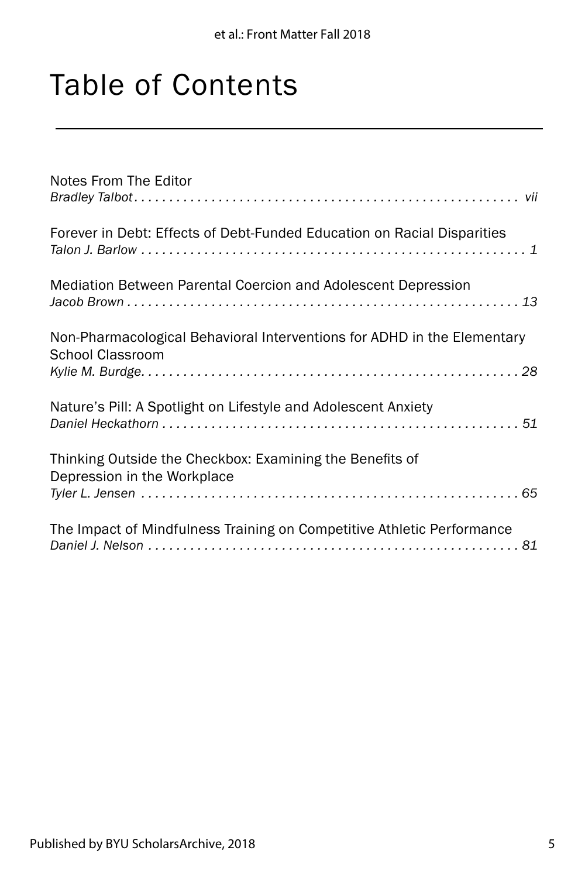# Table of Contents

Notes From The Editor
*Bradley Talbot* . . . . . . . . . . . . . . . . . . . . . . . . . . . . . . . . . . . . . . . . . . . . . . . . . . . . . . . vii

Forever in Debt: Effects of Debt-Funded Education on Racial Disparities
*Talon J. Barlow* . . . . . . . . . . . . . . . . . . . . . . . . . . . . . . . . . . . . . . . . . . . . . . . . . . . . . . . 1

Mediation Between Parental Coercion and Adolescent Depression
*Jacob Brown* . . . . . . . . . . . . . . . . . . . . . . . . . . . . . . . . . . . . . . . . . . . . . . . . . . . . . . . . 13

Non-Pharmacological Behavioral Interventions for ADHD in the Elementary School Classroom
*Kylie M. Burdge* . . . . . . . . . . . . . . . . . . . . . . . . . . . . . . . . . . . . . . . . . . . . . . . . . . . . . . 28

Nature's Pill: A Spotlight on Lifestyle and Adolescent Anxiety
*Daniel Heckathorn* . . . . . . . . . . . . . . . . . . . . . . . . . . . . . . . . . . . . . . . . . . . . . . . . . . . 51

Thinking Outside the Checkbox: Examining the Benefits of Depression in the Workplace
*Tyler L. Jensen* . . . . . . . . . . . . . . . . . . . . . . . . . . . . . . . . . . . . . . . . . . . . . . . . . . . . . . 65

The Impact of Mindfulness Training on Competitive Athletic Performance
*Daniel J. Nelson* . . . . . . . . . . . . . . . . . . . . . . . . . . . . . . . . . . . . . . . . . . . . . . . . . . . . . 81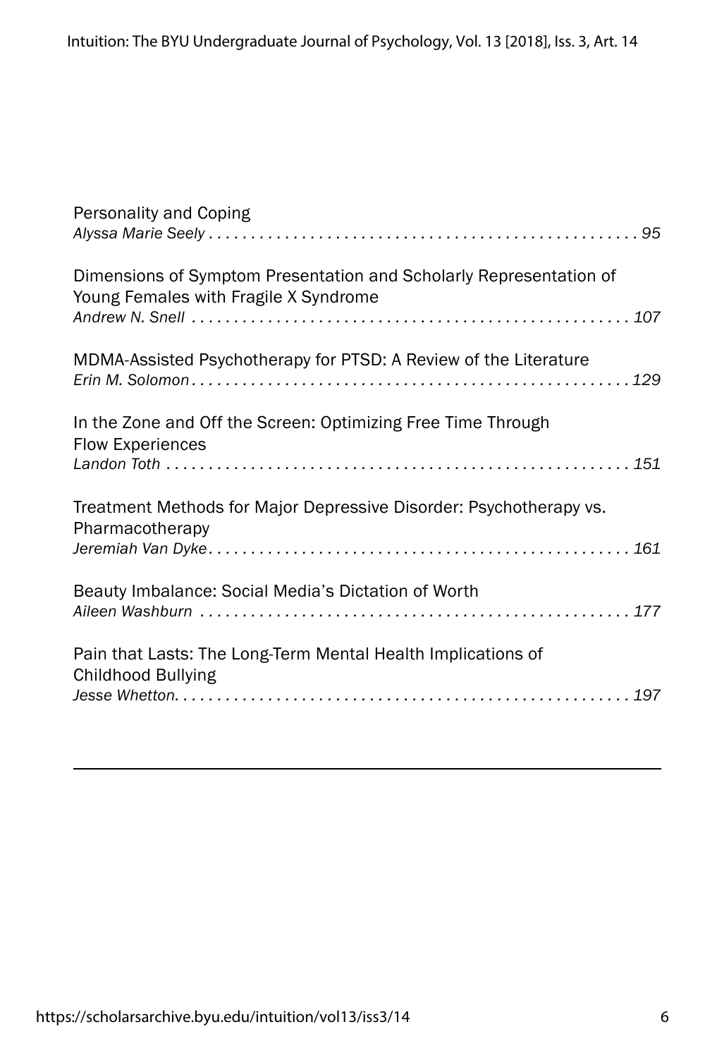Personality and Coping
*Alyssa Marie Seely* . . . . . . . . . . . . . . . . . . . . . . . . . . . . . . . . . . . . . . . . . . . . . . . . . . . 95

Dimensions of Symptom Presentation and Scholarly Representation of Young Females with Fragile X Syndrome
*Andrew N. Snell* . . . . . . . . . . . . . . . . . . . . . . . . . . . . . . . . . . . . . . . . . . . . . . . . . . . 107

MDMA-Assisted Psychotherapy for PTSD: A Review of the Literature
*Erin M. Solomon* . . . . . . . . . . . . . . . . . . . . . . . . . . . . . . . . . . . . . . . . . . . . . . . . . . . 129

In the Zone and Off the Screen: Optimizing Free Time Through Flow Experiences
*Landon Toth* . . . . . . . . . . . . . . . . . . . . . . . . . . . . . . . . . . . . . . . . . . . . . . . . . . . 151

Treatment Methods for Major Depressive Disorder: Psychotherapy vs. Pharmacotherapy
*Jeremiah Van Dyke* . . . . . . . . . . . . . . . . . . . . . . . . . . . . . . . . . . . . . . . . . . . . . . . . . . . 161

Beauty Imbalance: Social Media's Dictation of Worth
*Aileen Washburn* . . . . . . . . . . . . . . . . . . . . . . . . . . . . . . . . . . . . . . . . . . . . . . . . . . . 177

Pain that Lasts: The Long-Term Mental Health Implications of Childhood Bullying
*Jesse Whetton* . . . . . . . . . . . . . . . . . . . . . . . . . . . . . . . . . . . . . . . . . . . . . . . . . . . 197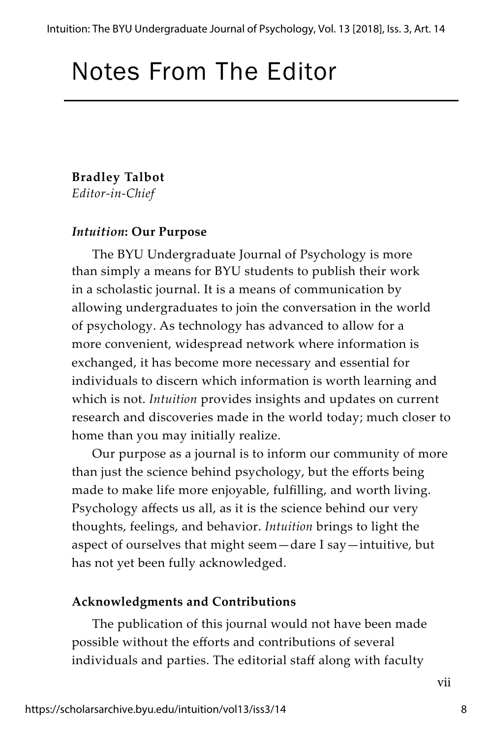# Notes From The Editor

**Bradley Talbot**
*Editor-in-Chief*

### *Intuition*: Our Purpose

The BYU Undergraduate Journal of Psychology is more than simply a means for BYU students to publish their work in a scholastic journal. It is a means of communication by allowing undergraduates to join the conversation in the world of psychology. As technology has advanced to allow for a more convenient, widespread network where information is exchanged, it has become more necessary and essential for individuals to discern which information is worth learning and which is not. *Intuition* provides insights and updates on current research and discoveries made in the world today; much closer to home than you may initially realize.

Our purpose as a journal is to inform our community of more than just the science behind psychology, but the efforts being made to make life more enjoyable, fulfilling, and worth living. Psychology affects us all, as it is the science behind our very thoughts, feelings, and behavior. *Intuition* brings to light the aspect of ourselves that might seem—dare I say—intuitive, but has not yet been fully acknowledged.

### Acknowledgments and Contributions

The publication of this journal would not have been made possible without the efforts and contributions of several individuals and parties. The editorial staff along with faculty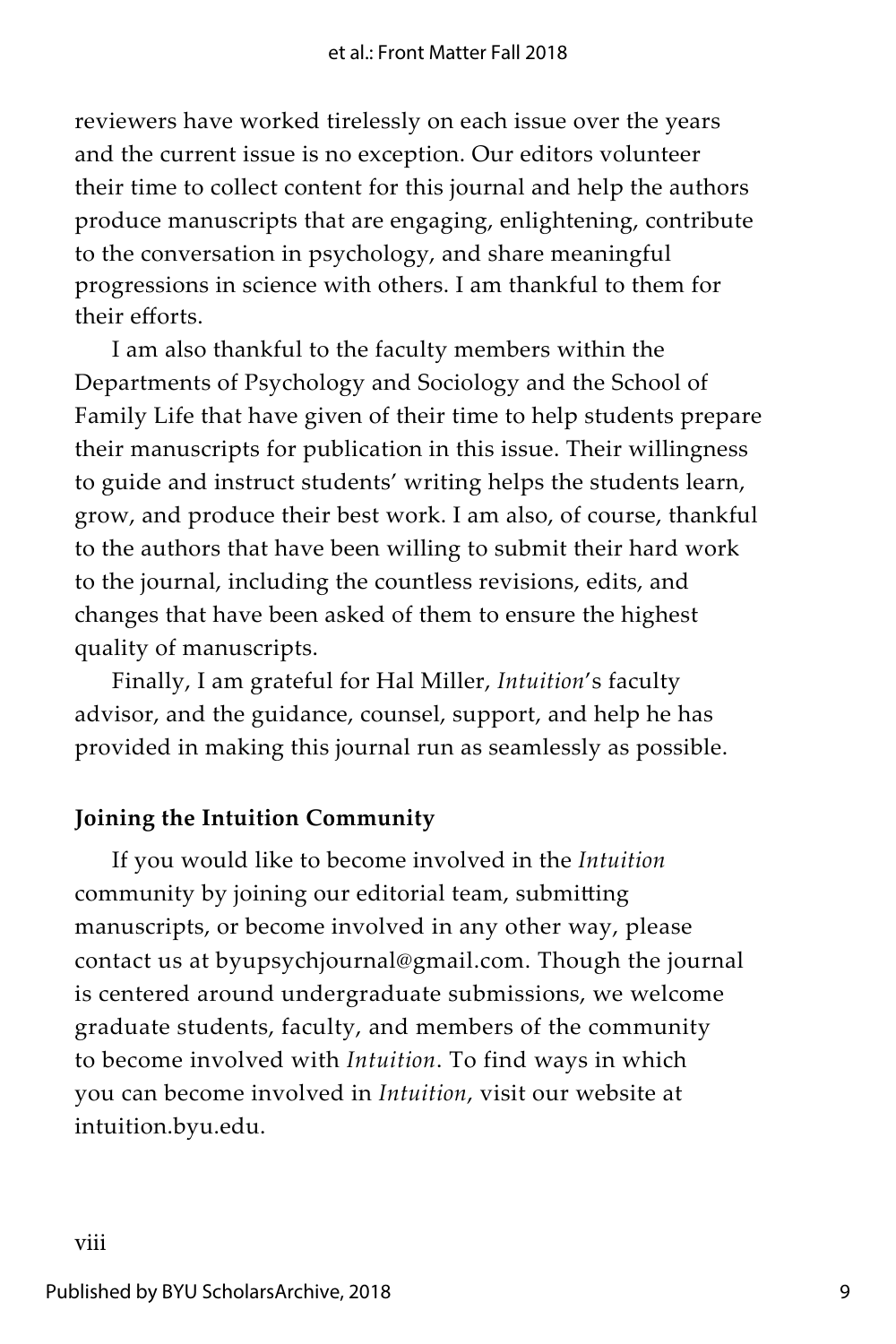reviewers have worked tirelessly on each issue over the years and the current issue is no exception. Our editors volunteer their time to collect content for this journal and help the authors produce manuscripts that are engaging, enlightening, contribute to the conversation in psychology, and share meaningful progressions in science with others. I am thankful to them for their efforts.

I am also thankful to the faculty members within the Departments of Psychology and Sociology and the School of Family Life that have given of their time to help students prepare their manuscripts for publication in this issue. Their willingness to guide and instruct students' writing helps the students learn, grow, and produce their best work. I am also, of course, thankful to the authors that have been willing to submit their hard work to the journal, including the countless revisions, edits, and changes that have been asked of them to ensure the highest quality of manuscripts.

Finally, I am grateful for Hal Miller, *Intuition*'s faculty advisor, and the guidance, counsel, support, and help he has provided in making this journal run as seamlessly as possible.

**Joining the Intuition Community**

If you would like to become involved in the *Intuition* community by joining our editorial team, submitting manuscripts, or become involved in any other way, please contact us at byupsychjournal@gmail.com. Though the journal is centered around undergraduate submissions, we welcome graduate students, faculty, and members of the community to become involved with *Intuition*. To find ways in which you can become involved in *Intuition*, visit our website at intuition.byu.edu.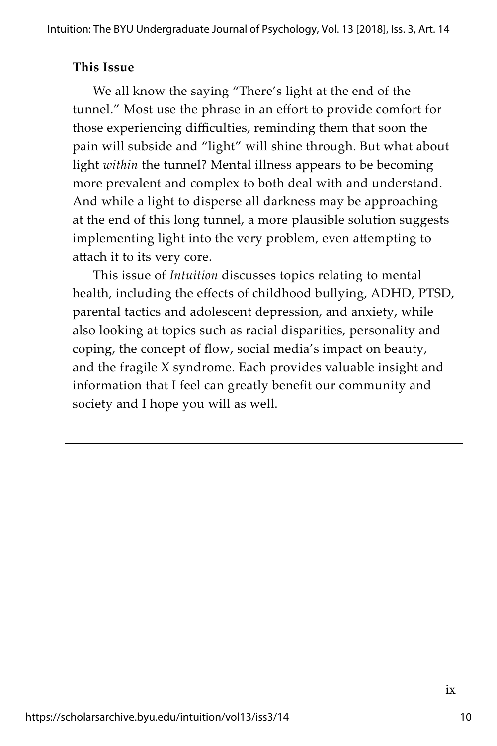**This Issue**

We all know the saying “There’s light at the end of the tunnel.” Most use the phrase in an effort to provide comfort for those experiencing difficulties, reminding them that soon the pain will subside and “light” will shine through. But what about light *within* the tunnel? Mental illness appears to be becoming more prevalent and complex to both deal with and understand. And while a light to disperse all darkness may be approaching at the end of this long tunnel, a more plausible solution suggests implementing light into the very problem, even attempting to attach it to its very core.

This issue of *Intuition* discusses topics relating to mental health, including the effects of childhood bullying, ADHD, PTSD, parental tactics and adolescent depression, and anxiety, while also looking at topics such as racial disparities, personality and coping, the concept of flow, social media’s impact on beauty, and the fragile X syndrome. Each provides valuable insight and information that I feel can greatly benefit our community and society and I hope you will as well.